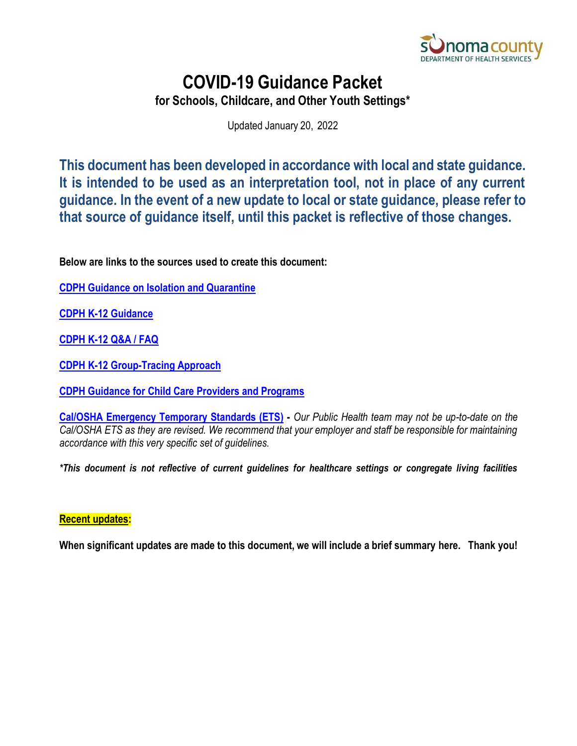# COVID-19 Guidance Packet

## for Schools, Childcare, and Other Youth Settings*

Updated January 20, 2022

**This document has been developed in accordance with local and state guidance. It is intended to be used as an interpretation tool, not in place of any current guidance. In the event of a new update to local or state guidance, please refer to that source of guidance itself, until this packet is reflective of those changes.**

**Below are links to the sources used to create this document:**

**CDPH Guidance on Isolation and Quarantine**

**CDPH K-12 Guidance**

**CDPH K-12 Q&A / FAQ**

**CDPH K-12 Group-Tracing Approach**

**CDPH Guidance for Child Care Providers and Programs**

**Cal/OSHA Emergency Temporary Standards (ETS)** - *Our Public Health team may not be up-to-date on the Cal/OSHA ETS as they are revised. We recommend that your employer and staff be responsible for maintaining accordance with this very specific set of guidelines.*

***This document is not reflective of current guidelines for healthcare settings or congregate living facilities***

**Recent updates:**

**When significant updates are made to this document, we will include a brief summary here. Thank you!**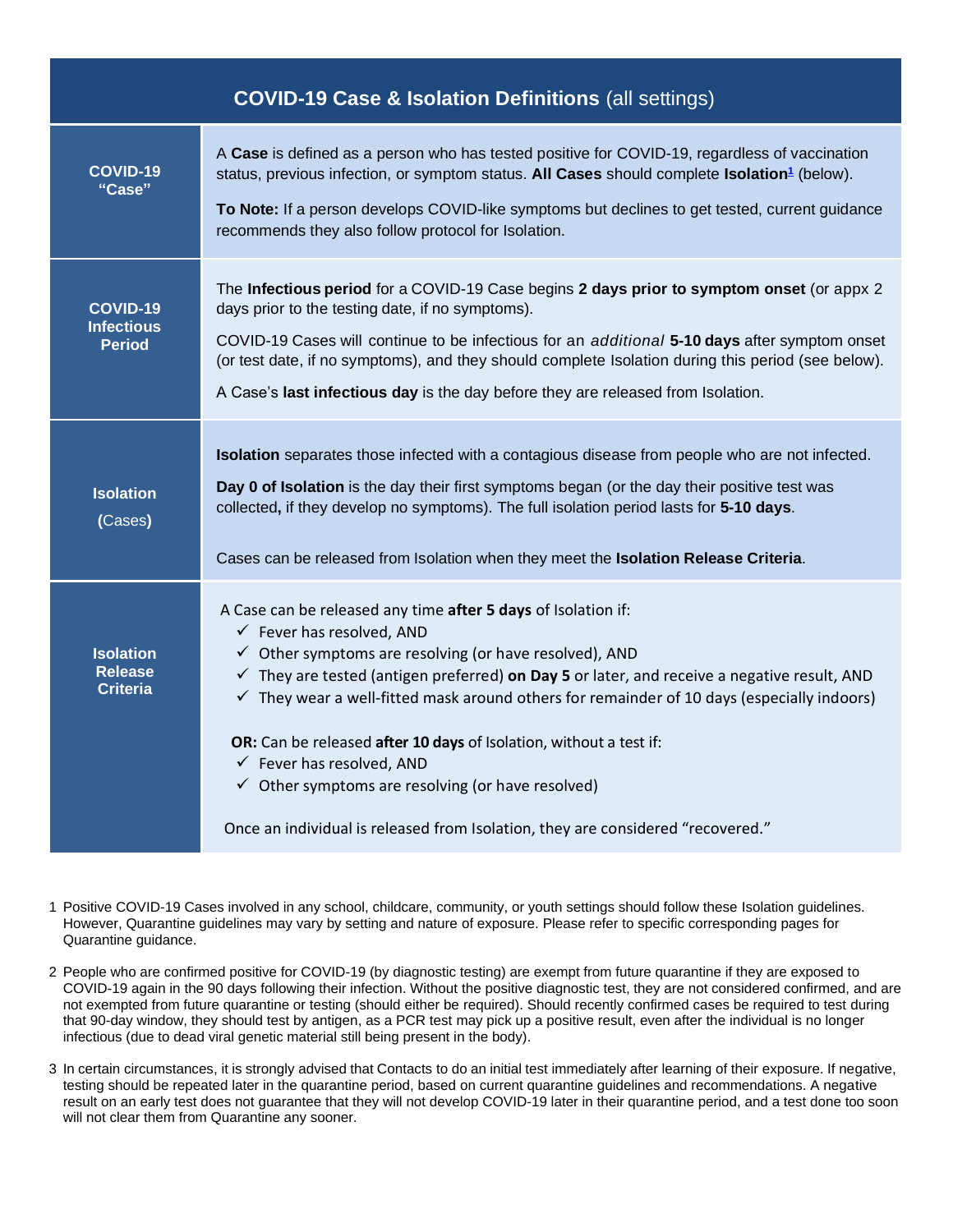| **COVID-19 Case & Isolation Definitions** (all settings) | |
|---|---|
| **COVID-19 "Case"** | A **Case** is defined as a person who has tested positive for COVID-19, regardless of vaccination status, previous infection, or symptom status. **All Cases** should complete **Isolation**[1] (below).<br><br>**To Note:** If a person develops COVID-like symptoms but declines to get tested, current guidance recommends they also follow protocol for Isolation. |
| **COVID-19 Infectious Period** | The **Infectious period** for a COVID-19 Case begins **2 days prior to symptom onset** (or appx 2 days prior to the testing date, if no symptoms).<br><br>COVID-19 Cases will continue to be infectious for an *additional* **5-10 days** after symptom onset (or test date, if no symptoms), and they should complete Isolation during this period (see below).<br><br>A Case's **last infectious day** is the day before they are released from Isolation. |
| **Isolation** (Cases) | **Isolation** separates those infected with a contagious disease from people who are not infected.<br><br>**Day 0 of Isolation** is the day their first symptoms began (or the day their positive test was collected**,** if they develop no symptoms). The full isolation period lasts for **5-10 days**.<br><br>Cases can be released from Isolation when they meet the **Isolation Release Criteria**. |
| **Isolation Release Criteria** | A Case can be released any time **after 5 days** of Isolation if:<br>✓ Fever has resolved, AND<br>✓ Other symptoms are resolving (or have resolved), AND<br>✓ They are tested (antigen preferred) **on Day 5** or later, and receive a negative result, AND<br>✓ They wear a well-fitted mask around others for remainder of 10 days (especially indoors)<br><br>**OR:** Can be released **after 10 days** of Isolation, without a test if:<br>✓ Fever has resolved, AND<br>✓ Other symptoms are resolving (or have resolved)<br><br>Once an individual is released from Isolation, they are considered "recovered." |

1 Positive COVID-19 Cases involved in any school, childcare, community, or youth settings should follow these Isolation guidelines. However, Quarantine guidelines may vary by setting and nature of exposure. Please refer to specific corresponding pages for Quarantine guidance.

2 People who are confirmed positive for COVID-19 (by diagnostic testing) are exempt from future quarantine if they are exposed to COVID-19 again in the 90 days following their infection. Without the positive diagnostic test, they are not considered confirmed, and are not exempted from future quarantine or testing (should either be required). Should recently confirmed cases be required to test during that 90-day window, they should test by antigen, as a PCR test may pick up a positive result, even after the individual is no longer infectious (due to dead viral genetic material still being present in the body).

3 In certain circumstances, it is strongly advised that Contacts to do an initial test immediately after learning of their exposure. If negative, testing should be repeated later in the quarantine period, based on current quarantine guidelines and recommendations. A negative result on an early test does not guarantee that they will not develop COVID-19 later in their quarantine period, and a test done too soon will not clear them from Quarantine any sooner.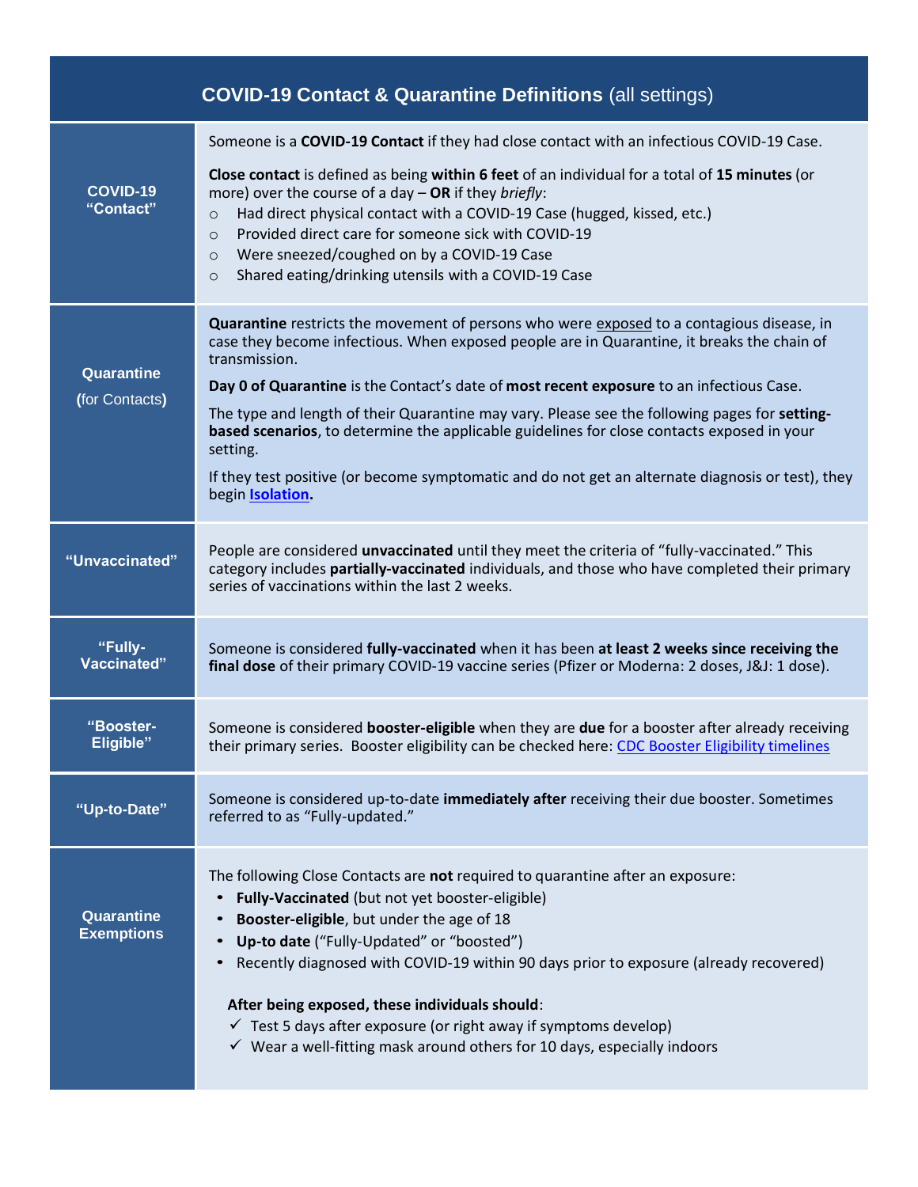| **COVID-19 Contact & Quarantine Definitions** (all settings) | |
|---|---|
| **COVID-19 "Contact"** | Someone is a **COVID-19 Contact** if they had close contact with an infectious COVID-19 Case. **Close contact** is defined as being **within 6 feet** of an individual for a total of **15 minutes** (or more) over the course of a day – **OR** if they *briefly*: ○ Had direct physical contact with a COVID-19 Case (hugged, kissed, etc.) ○ Provided direct care for someone sick with COVID-19 ○ Were sneezed/coughed on by a COVID-19 Case ○ Shared eating/drinking utensils with a COVID-19 Case |
| **Quarantine** (for Contacts) | **Quarantine** restricts the movement of persons who were exposed to a contagious disease, in case they become infectious. When exposed people are in Quarantine, it breaks the chain of transmission. **Day 0 of Quarantine** is the Contact's date of **most recent exposure** to an infectious Case. The type and length of their Quarantine may vary. Please see the following pages for **setting-based scenarios**, to determine the applicable guidelines for close contacts exposed in your setting. If they test positive (or become symptomatic and do not get an alternate diagnosis or test), they begin **Isolation.** |
| **"Unvaccinated"** | People are considered **unvaccinated** until they meet the criteria of "fully-vaccinated." This category includes **partially-vaccinated** individuals, and those who have completed their primary series of vaccinations within the last 2 weeks. |
| **"Fully-Vaccinated"** | Someone is considered **fully-vaccinated** when it has been **at least 2 weeks since receiving the final dose** of their primary COVID-19 vaccine series (Pfizer or Moderna: 2 doses, J&J: 1 dose). |
| **"Booster-Eligible"** | Someone is considered **booster-eligible** when they are **due** for a booster after already receiving their primary series. Booster eligibility can be checked here: CDC Booster Eligibility timelines |
| **"Up-to-Date"** | Someone is considered up-to-date **immediately after** receiving their due booster. Sometimes referred to as "Fully-updated." |
| **Quarantine Exemptions** | The following Close Contacts are **not** required to quarantine after an exposure: • **Fully-Vaccinated** (but not yet booster-eligible) • **Booster-eligible**, but under the age of 18 • **Up-to date** ("Fully-Updated" or "boosted") • Recently diagnosed with COVID-19 within 90 days prior to exposure (already recovered) **After being exposed, these individuals should**: ✓ Test 5 days after exposure (or right away if symptoms develop) ✓ Wear a well-fitting mask around others for 10 days, especially indoors |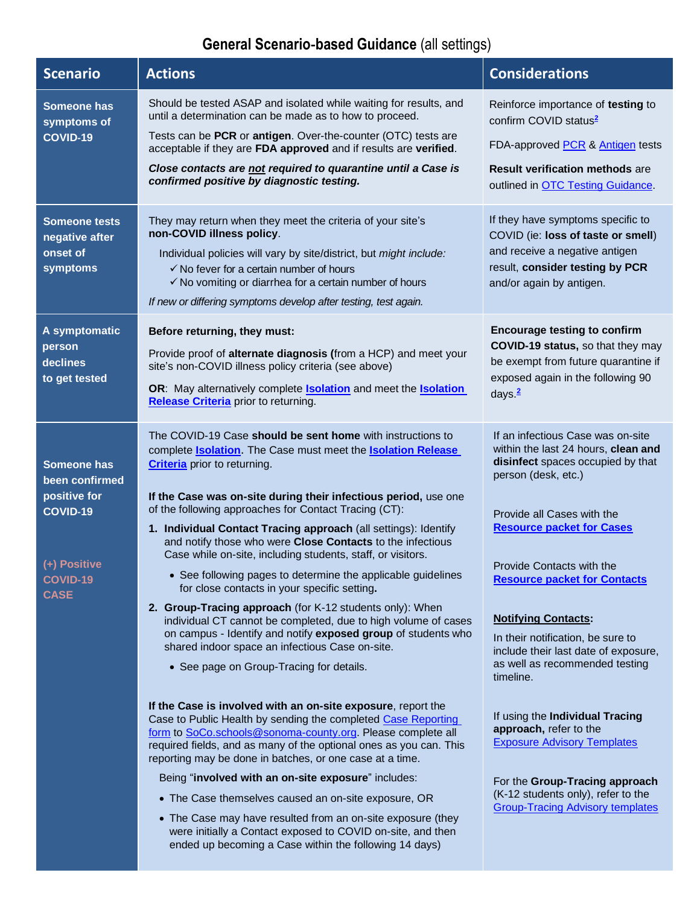## General Scenario-based Guidance (all settings)

| Scenario | Actions | Considerations |
|---|---|---|
| **Someone has symptoms of COVID-19** | Should be tested ASAP and isolated while waiting for results, and until a determination can be made as to how to proceed.<br><br>Tests can be **PCR** or **antigen**. Over-the-counter (OTC) tests are acceptable if they are **FDA approved** and if results are **verified**.<br><br>***Close contacts are not required to quarantine until a Case is confirmed positive by diagnostic testing.*** | Reinforce importance of **testing** to confirm COVID status[2]<br><br>FDA-approved PCR & Antigen tests<br><br>**Result verification methods** are outlined in OTC Testing Guidance. |
| **Someone tests negative after onset of symptoms** | They may return when they meet the criteria of your site's **non-COVID illness policy**.<br><br>Individual policies will vary by site/district, but *might include:*<br>✓ No fever for a certain number of hours<br>✓ No vomiting or diarrhea for a certain number of hours<br><br>*If new or differing symptoms develop after testing, test again.* | If they have symptoms specific to COVID (ie: **loss of taste or smell**) and receive a negative antigen result, **consider testing by PCR** and/or again by antigen. |
| **A symptomatic person declines to get tested** | **Before returning, they must:**<br><br>Provide proof of **alternate diagnosis (**from a HCP) and meet your site's non-COVID illness policy criteria (see above)<br><br>**OR**: May alternatively complete **Isolation** and meet the **Isolation Release Criteria** prior to returning. | **Encourage testing to confirm COVID-19 status,** so that they may be exempt from future quarantine if exposed again in the following 90 days.[2] |
| **Someone has been confirmed positive for COVID-19**<br><br>**(+) Positive COVID-19 CASE** | The COVID-19 Case **should be sent home** with instructions to complete **Isolation**. The Case must meet the **Isolation Release Criteria** prior to returning.<br><br>**If the Case was on-site during their infectious period,** use one of the following approaches for Contact Tracing (CT):<br><br>1. **Individual Contact Tracing approach** (all settings): Identify and notify those who were **Close Contacts** to the infectious Case while on-site, including students, staff, or visitors.<br>  • See following pages to determine the applicable guidelines for close contacts in your specific setting**.**<br>2. **Group-Tracing approach** (for K-12 students only): When individual CT cannot be completed, due to high volume of cases on campus - Identify and notify **exposed group** of students who shared indoor space an infectious Case on-site.<br>  • See page on Group-Tracing for details.<br><br>**If the Case is involved with an on-site exposure**, report the Case to Public Health by sending the completed Case Reporting form to SoCo.schools@sonoma-county.org. Please complete all required fields, and as many of the optional ones as you can. This reporting may be done in batches, or one case at a time.<br><br>Being "**involved with an on-site exposure**" includes:<br>• The Case themselves caused an on-site exposure, OR<br>• The Case may have resulted from an on-site exposure (they were initially a Contact exposed to COVID on-site, and then ended up becoming a Case within the following 14 days) | If an infectious Case was on-site within the last 24 hours, **clean and disinfect** spaces occupied by that person (desk, etc.)<br><br>Provide all Cases with the **Resource packet for Cases**<br><br>Provide Contacts with the **Resource packet for Contacts**<br><br>**Notifying Contacts:**<br>In their notification, be sure to include their last date of exposure, as well as recommended testing timeline.<br><br>If using the **Individual Tracing approach,** refer to the Exposure Advisory Templates<br><br>For the **Group-Tracing approach** (K-12 students only), refer to the Group-Tracing Advisory templates |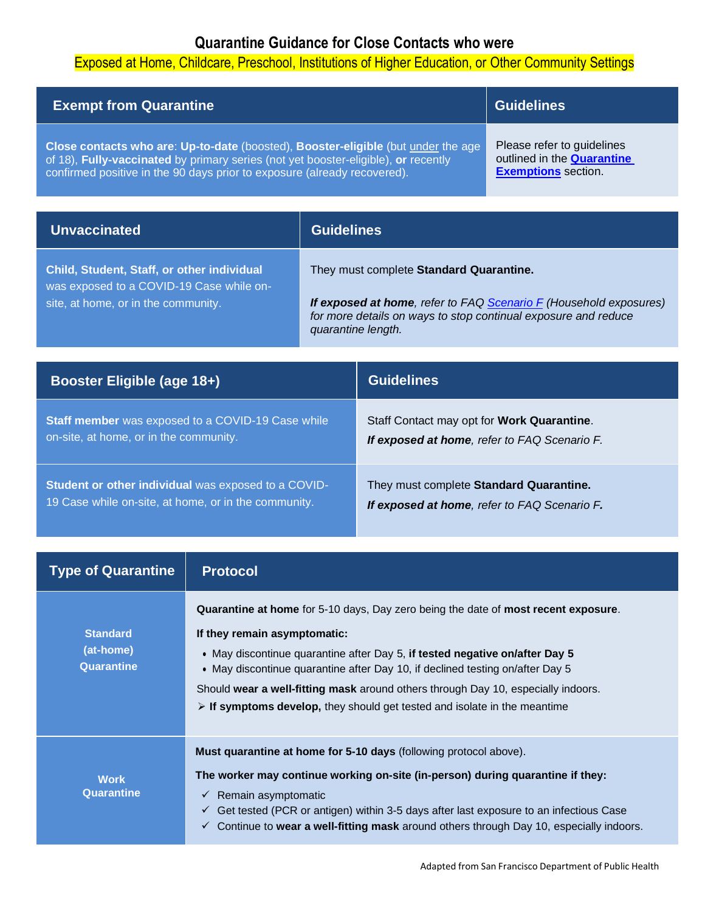## Quarantine Guidance for Close Contacts who were

Exposed at Home, Childcare, Preschool, Institutions of Higher Education, or Other Community Settings

| Exempt from Quarantine | Guidelines |
|---|---|
| **Close contacts who are**: **Up-to-date** (boosted), **Booster-eligible** (but under the age of 18), **Fully-vaccinated** by primary series (not yet booster-eligible), **or** recently confirmed positive in the 90 days prior to exposure (already recovered). | Please refer to guidelines outlined in the **Quarantine Exemptions** section. |

| Unvaccinated | Guidelines |
|---|---|
| **Child, Student, Staff, or other individual** was exposed to a COVID-19 Case while on-site, at home, or in the community. | They must complete **Standard Quarantine.** <br><br> ***If exposed at home**, refer to FAQ Scenario F (Household exposures) for more details on ways to stop continual exposure and reduce quarantine length.* |

| Booster Eligible (age 18+) | Guidelines |
|---|---|
| **Staff member** was exposed to a COVID-19 Case while on-site, at home, or in the community. | Staff Contact may opt for **Work Quarantine**. <br> ***If exposed at home**, refer to FAQ Scenario F.* |
| **Student or other individual** was exposed to a COVID-19 Case while on-site, at home, or in the community. | They must complete **Standard Quarantine.** <br> ***If exposed at home**, refer to FAQ Scenario **F.*** |

| Type of Quarantine | Protocol |
|---|---|
| **Standard (at-home) Quarantine** | **Quarantine at home** for 5-10 days, Day zero being the date of **most recent exposure**. <br><br> **If they remain asymptomatic:** <br> • May discontinue quarantine after Day 5, **if tested negative on/after Day 5** <br> • May discontinue quarantine after Day 10, if declined testing on/after Day 5 <br><br> Should **wear a well-fitting mask** around others through Day 10, especially indoors. <br> ➢ **If symptoms develop,** they should get tested and isolate in the meantime |
| **Work Quarantine** | **Must quarantine at home for 5-10 days** (following protocol above). <br><br> **The worker may continue working on-site (in-person) during quarantine if they:** <br> ✓ Remain asymptomatic <br> ✓ Get tested (PCR or antigen) within 3-5 days after last exposure to an infectious Case <br> ✓ Continue to **wear a well-fitting mask** around others through Day 10, especially indoors. |

Adapted from San Francisco Department of Public Health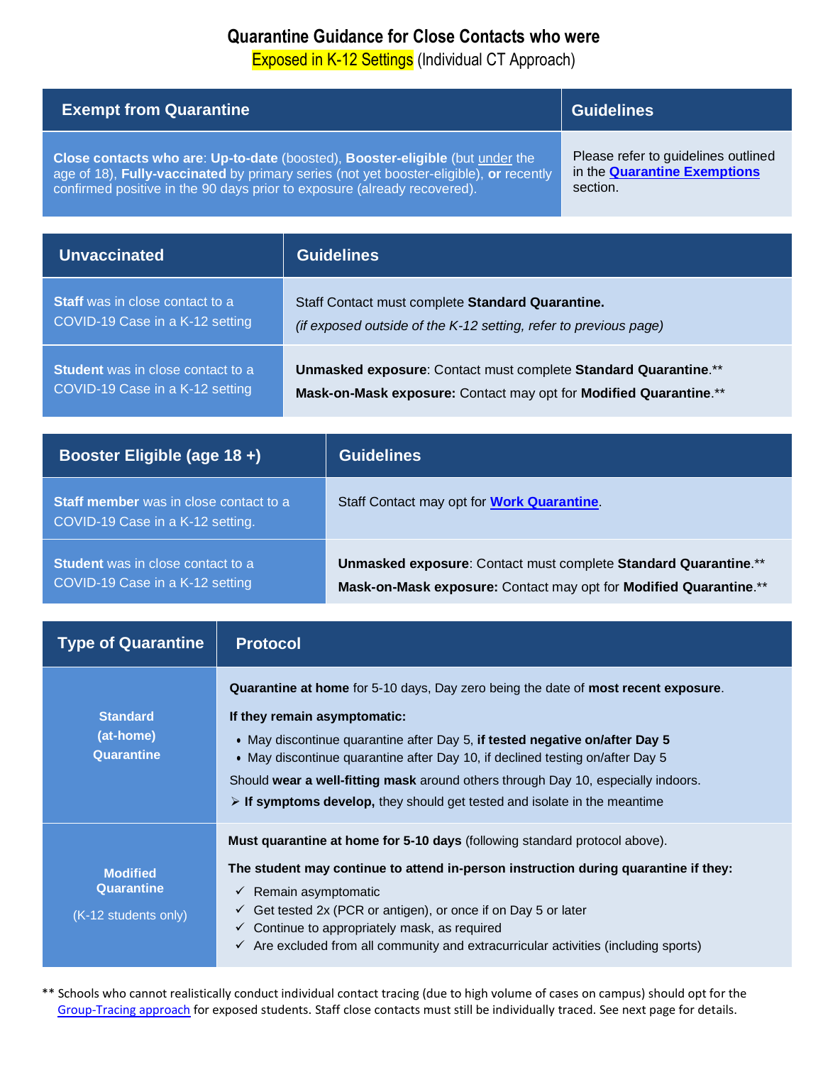# Quarantine Guidance for Close Contacts who were Exposed in K-12 Settings (Individual CT Approach)

| Exempt from Quarantine | Guidelines |
|---|---|
| **Close contacts who are**: **Up-to-date** (boosted), **Booster-eligible** (but under the age of 18), **Fully-vaccinated** by primary series (not yet booster-eligible), **or** recently confirmed positive in the 90 days prior to exposure (already recovered). | Please refer to guidelines outlined in the **Quarantine Exemptions** section. |

| Unvaccinated | Guidelines |
|---|---|
| **Staff** was in close contact to a COVID-19 Case in a K-12 setting | Staff Contact must complete **Standard Quarantine.** *(if exposed outside of the K-12 setting, refer to previous page)* |
| **Student** was in close contact to a COVID-19 Case in a K-12 setting | **Unmasked exposure**: Contact must complete **Standard Quarantine**.** **Mask-on-Mask exposure:** Contact may opt for **Modified Quarantine**.** |

| Booster Eligible (age 18 +) | Guidelines |
|---|---|
| **Staff member** was in close contact to a COVID-19 Case in a K-12 setting. | Staff Contact may opt for **Work Quarantine**. |
| **Student** was in close contact to a COVID-19 Case in a K-12 setting | **Unmasked exposure**: Contact must complete **Standard Quarantine**.** **Mask-on-Mask exposure:** Contact may opt for **Modified Quarantine**.** |

| Type of Quarantine | Protocol |
|---|---|
| **Standard (at-home) Quarantine** | **Quarantine at home** for 5-10 days, Day zero being the date of **most recent exposure**. **If they remain asymptomatic:** • May discontinue quarantine after Day 5, **if tested negative on/after Day 5** • May discontinue quarantine after Day 10, if declined testing on/after Day 5. Should **wear a well-fitting mask** around others through Day 10, especially indoors. ➢ **If symptoms develop,** they should get tested and isolate in the meantime |
| **Modified Quarantine** (K-12 students only) | **Must quarantine at home for 5-10 days** (following standard protocol above). **The student may continue to attend in-person instruction during quarantine if they:** ✓ Remain asymptomatic ✓ Get tested 2x (PCR or antigen), or once if on Day 5 or later ✓ Continue to appropriately mask, as required ✓ Are excluded from all community and extracurricular activities (including sports) |

** Schools who cannot realistically conduct individual contact tracing (due to high volume of cases on campus) should opt for the Group-Tracing approach for exposed students. Staff close contacts must still be individually traced. See next page for details.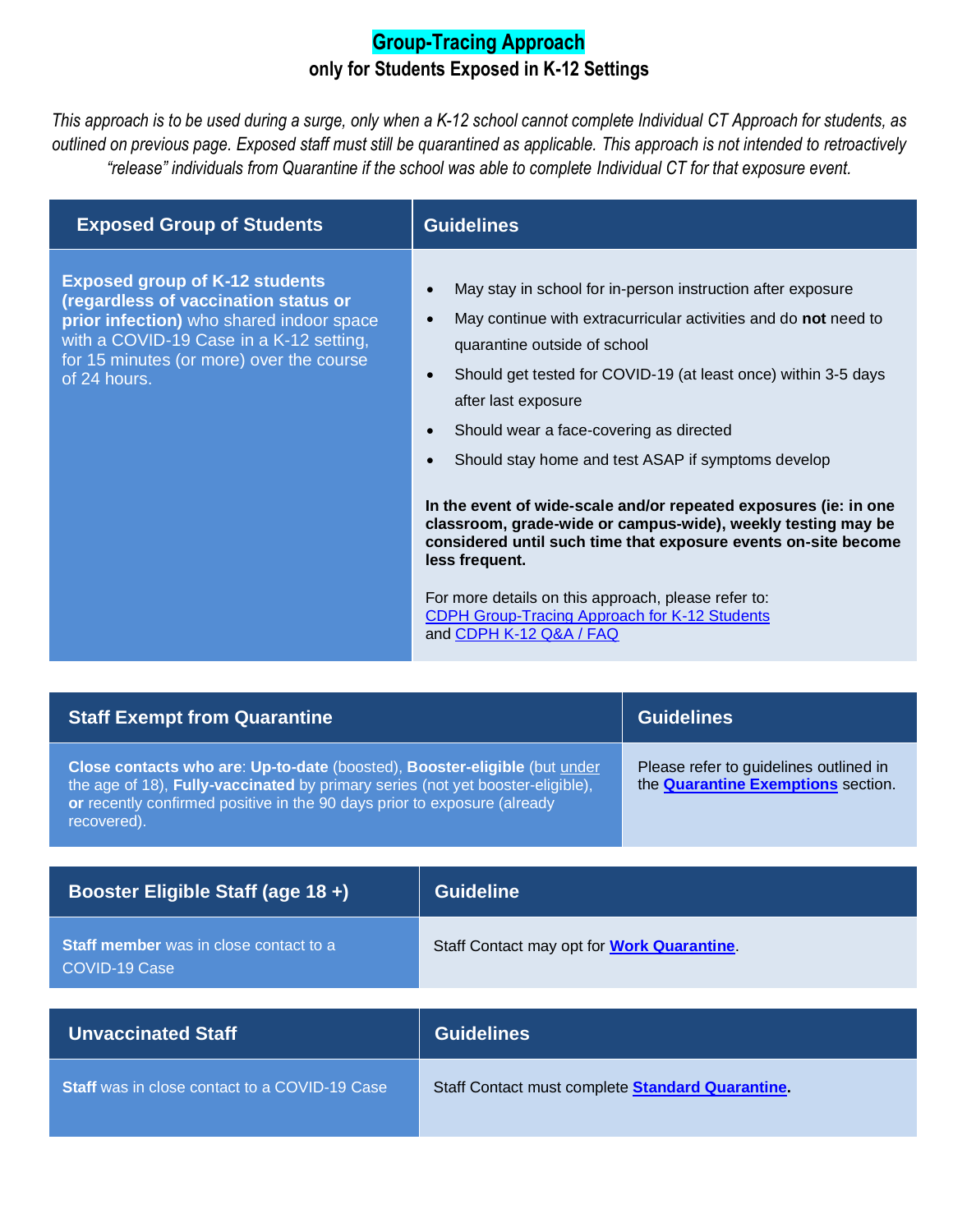# Group-Tracing Approach

## only for Students Exposed in K-12 Settings

*This approach is to be used during a surge, only when a K-12 school cannot complete Individual CT Approach for students, as outlined on previous page. Exposed staff must still be quarantined as applicable. This approach is not intended to retroactively "release" individuals from Quarantine if the school was able to complete Individual CT for that exposure event.*

| Exposed Group of Students | Guidelines |
|---|---|
| **Exposed group of K-12 students (regardless of vaccination status or prior infection)** who shared indoor space with a COVID-19 Case in a K-12 setting, for 15 minutes (or more) over the course of 24 hours. | • May stay in school for in-person instruction after exposure<br>• May continue with extracurricular activities and do **not** need to quarantine outside of school<br>• Should get tested for COVID-19 (at least once) within 3-5 days after last exposure<br>• Should wear a face-covering as directed<br>• Should stay home and test ASAP if symptoms develop<br><br>**In the event of wide-scale and/or repeated exposures (ie: in one classroom, grade-wide or campus-wide), weekly testing may be considered until such time that exposure events on-site become less frequent.**<br><br>For more details on this approach, please refer to: CDPH Group-Tracing Approach for K-12 Students and CDPH K-12 Q&A / FAQ |

| Staff Exempt from Quarantine | Guidelines |
|---|---|
| **Close contacts who are**: **Up-to-date** (boosted), **Booster-eligible** (but under the age of 18), **Fully-vaccinated** by primary series (not yet booster-eligible), **or** recently confirmed positive in the 90 days prior to exposure (already recovered). | Please refer to guidelines outlined in the **Quarantine Exemptions** section. |

| Booster Eligible Staff (age 18 +) | Guideline |
|---|---|
| **Staff member** was in close contact to a COVID-19 Case | Staff Contact may opt for **Work Quarantine**. |

| Unvaccinated Staff | Guidelines |
|---|---|
| **Staff** was in close contact to a COVID-19 Case | Staff Contact must complete **Standard Quarantine**. |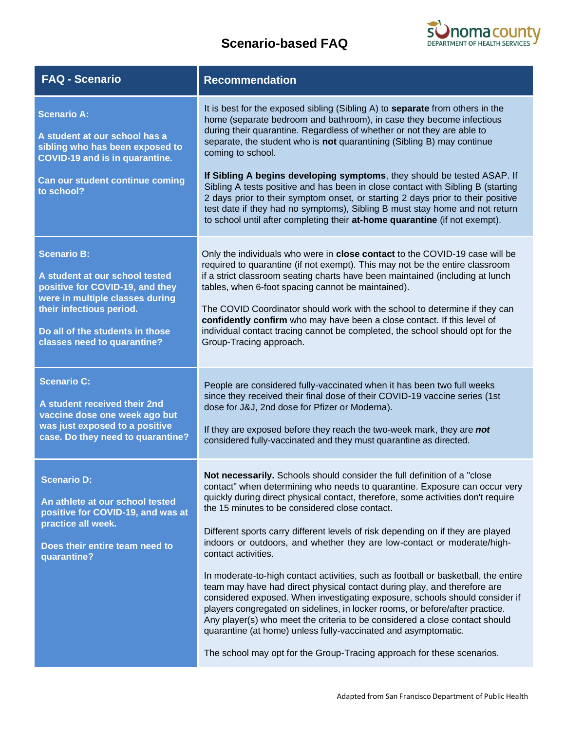# Scenario-based FAQ

sonoma county DEPARTMENT OF HEALTH SERVICES

| FAQ - Scenario | Recommendation |
| --- | --- |
| **Scenario A:**<br><br>**A student at our school has a sibling who has been exposed to COVID-19 and is in quarantine.**<br><br>**Can our student continue coming to school?** | It is best for the exposed sibling (Sibling A) to **separate** from others in the home (separate bedroom and bathroom), in case they become infectious during their quarantine. Regardless of whether or not they are able to separate, the student who is **not** quarantining (Sibling B) may continue coming to school.<br><br>**If Sibling A begins developing symptoms**, they should be tested ASAP. If Sibling A tests positive and has been in close contact with Sibling B (starting 2 days prior to their symptom onset, or starting 2 days prior to their positive test date if they had no symptoms), Sibling B must stay home and not return to school until after completing their **at-home quarantine** (if not exempt). |
| **Scenario B:**<br><br>**A student at our school tested positive for COVID-19, and they were in multiple classes during their infectious period.**<br><br>**Do all of the students in those classes need to quarantine?** | Only the individuals who were in **close contact** to the COVID-19 case will be required to quarantine (if not exempt). This may not be the entire classroom if a strict classroom seating charts have been maintained (including at lunch tables, when 6-foot spacing cannot be maintained).<br><br>The COVID Coordinator should work with the school to determine if they can **confidently confirm** who may have been a close contact. If this level of individual contact tracing cannot be completed, the school should opt for the Group-Tracing approach. |
| **Scenario C:**<br><br>**A student received their 2nd vaccine dose one week ago but was just exposed to a positive case. Do they need to quarantine?** | People are considered fully-vaccinated when it has been two full weeks since they received their final dose of their COVID-19 vaccine series (1st dose for J&J, 2nd dose for Pfizer or Moderna).<br><br>If they are exposed before they reach the two-week mark, they are ***not*** considered fully-vaccinated and they must quarantine as directed. |
| **Scenario D:**<br><br>**An athlete at our school tested positive for COVID-19, and was at practice all week.**<br><br>**Does their entire team need to quarantine?** | **Not necessarily.** Schools should consider the full definition of a "close contact" when determining who needs to quarantine. Exposure can occur very quickly during direct physical contact, therefore, some activities don't require the 15 minutes to be considered close contact.<br><br>Different sports carry different levels of risk depending on if they are played indoors or outdoors, and whether they are low-contact or moderate/high-contact activities.<br><br>In moderate-to-high contact activities, such as football or basketball, the entire team may have had direct physical contact during play, and therefore are considered exposed. When investigating exposure, schools should consider if players congregated on sidelines, in locker rooms, or before/after practice. Any player(s) who meet the criteria to be considered a close contact should quarantine (at home) unless fully-vaccinated and asymptomatic.<br><br>The school may opt for the Group-Tracing approach for these scenarios. |

Adapted from San Francisco Department of Public Health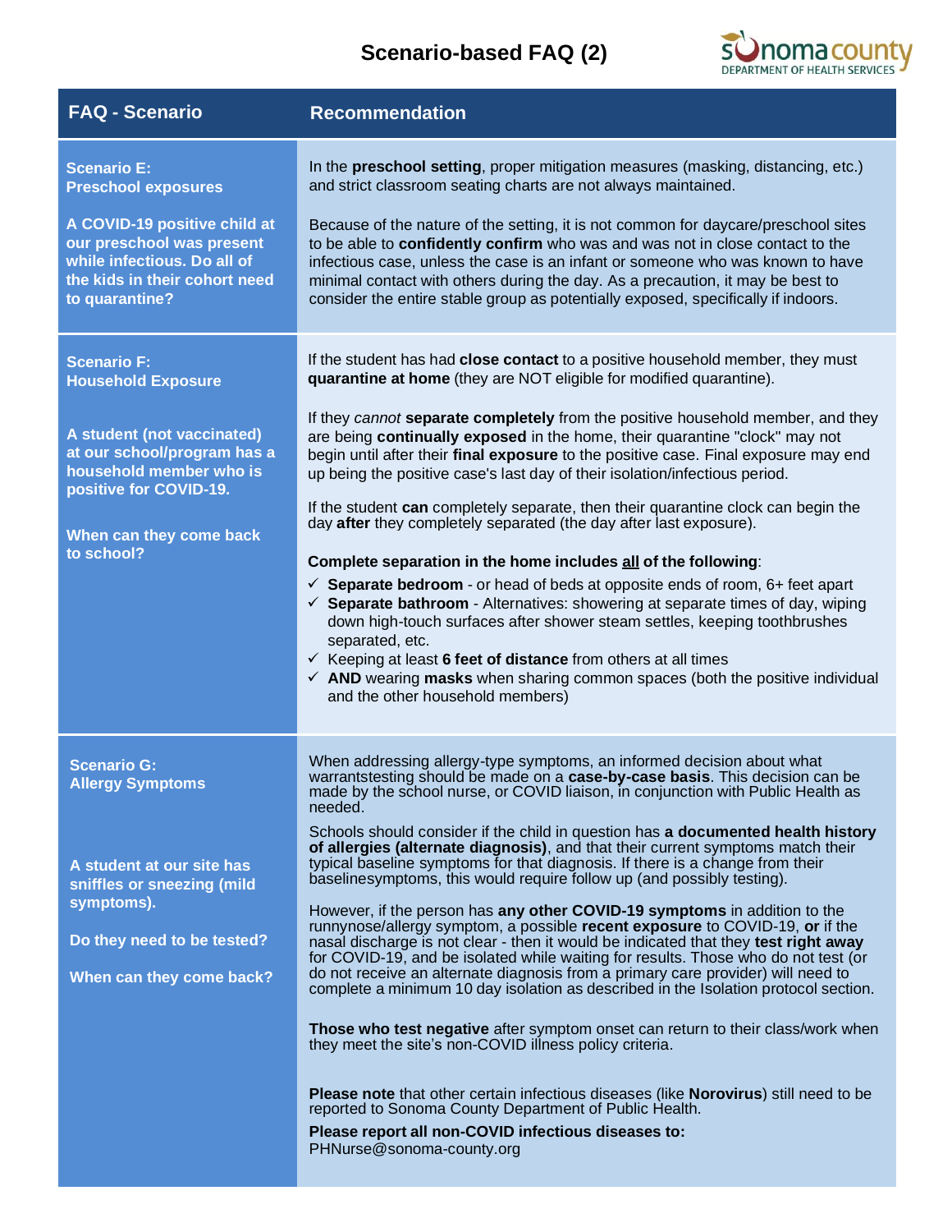# Scenario-based FAQ (2)

| FAQ - Scenario | Recommendation |
|---|---|
| **Scenario E: Preschool exposures**<br><br>**A COVID-19 positive child at our preschool was present while infectious. Do all of the kids in their cohort need to quarantine?** | In the **preschool setting**, proper mitigation measures (masking, distancing, etc.) and strict classroom seating charts are not always maintained.<br><br>Because of the nature of the setting, it is not common for daycare/preschool sites to be able to **confidently confirm** who was and was not in close contact to the infectious case, unless the case is an infant or someone who was known to have minimal contact with others during the day. As a precaution, it may be best to consider the entire stable group as potentially exposed, specifically if indoors. |
| **Scenario F: Household Exposure**<br><br>**A student (not vaccinated) at our school/program has a household member who is positive for COVID-19.**<br><br>**When can they come back to school?** | If the student has had **close contact** to a positive household member, they must **quarantine at home** (they are NOT eligible for modified quarantine).<br><br>If they *cannot* **separate completely** from the positive household member, and they are being **continually exposed** in the home, their quarantine "clock" may not begin until after their **final exposure** to the positive case. Final exposure may end up being the positive case's last day of their isolation/infectious period.<br><br>If the student **can** completely separate, then their quarantine clock can begin the day **after** they completely separated (the day after last exposure).<br><br>**Complete separation in the home includes <u>all</u> of the following**:<br>✓ **Separate bedroom** - or head of beds at opposite ends of room, 6+ feet apart<br>✓ **Separate bathroom** - Alternatives: showering at separate times of day, wiping down high-touch surfaces after shower steam settles, keeping toothbrushes separated, etc.<br>✓ Keeping at least **6 feet of distance** from others at all times<br>✓ **AND** wearing **masks** when sharing common spaces (both the positive individual and the other household members) |
| **Scenario G: Allergy Symptoms**<br><br>**A student at our site has sniffles or sneezing (mild symptoms).**<br><br>**Do they need to be tested?**<br><br>**When can they come back?** | When addressing allergy-type symptoms, an informed decision about what warrantstesting should be made on a **case-by-case basis**. This decision can be made by the school nurse, or COVID liaison, in conjunction with Public Health as needed.<br><br>Schools should consider if the child in question has **a documented health history of allergies (alternate diagnosis)**, and that their current symptoms match their typical baseline symptoms for that diagnosis. If there is a change from their baselinesymptoms, this would require follow up (and possibly testing).<br><br>However, if the person has **any other COVID-19 symptoms** in addition to the runnynose/allergy symptom, a possible **recent exposure** to COVID-19, **or** if the nasal discharge is not clear - then it would be indicated that they **test right away** for COVID-19, and be isolated while waiting for results. Those who do not test (or do not receive an alternate diagnosis from a primary care provider) will need to complete a minimum 10 day isolation as described in the Isolation protocol section.<br><br>**Those who test negative** after symptom onset can return to their class/work when they meet the site's non-COVID illness policy criteria.<br><br>**Please note** that other certain infectious diseases (like **Norovirus**) still need to be reported to Sonoma County Department of Public Health.<br><br>**Please report all non-COVID infectious diseases to:**<br>PHNurse@sonoma-county.org |